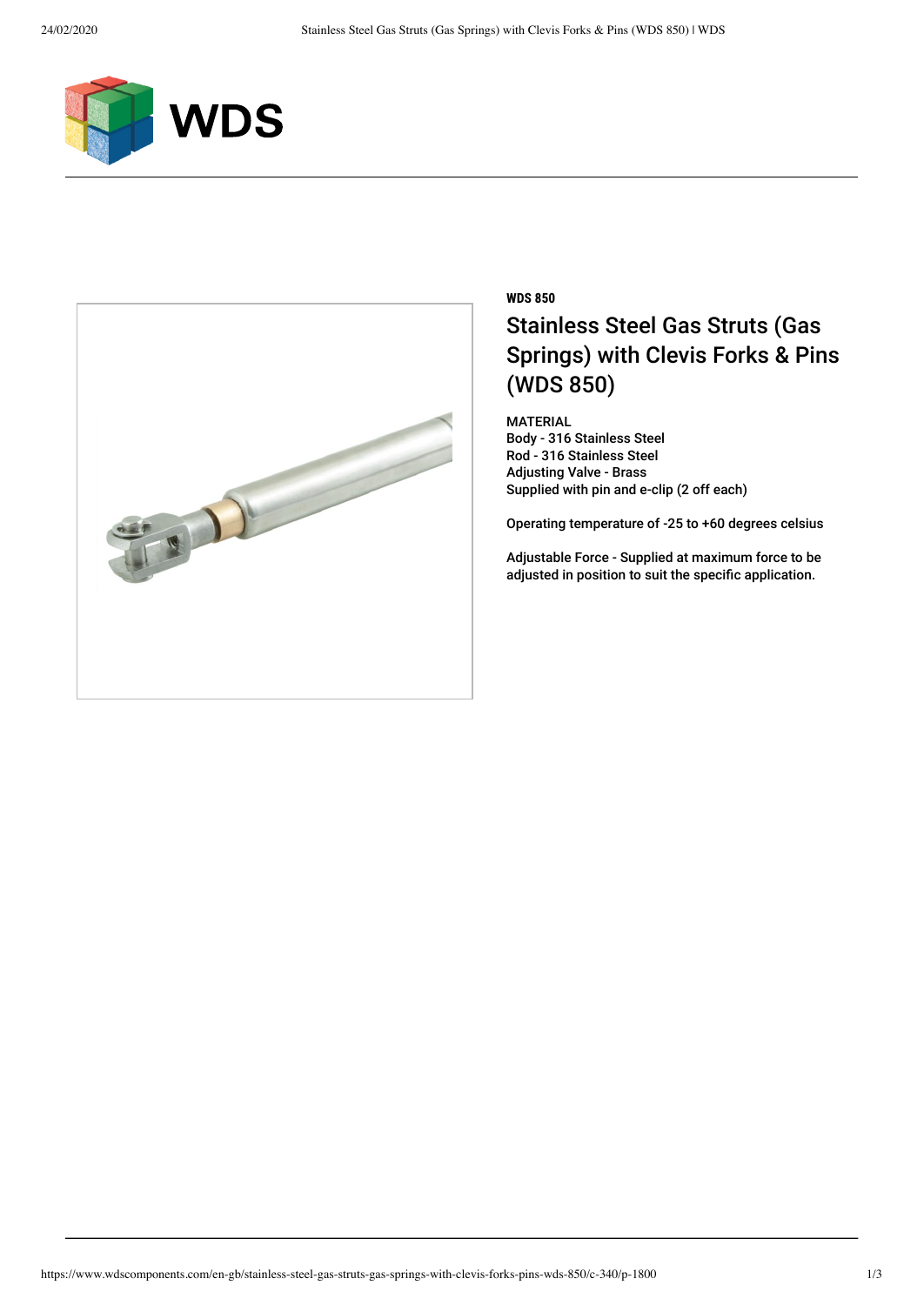**WDS 850**

# Stainless Steel Gas Struts (Gas Springs) with Clevis Forks & Pins (WDS 850)

MATERIAL
Body - 316 Stainless Steel
Rod - 316 Stainless Steel
Adjusting Valve - Brass
Supplied with pin and e-clip (2 off each)

Operating temperature of -25 to +60 degrees celsius

Adjustable Force - Supplied at maximum force to be adjusted in position to suit the specific application.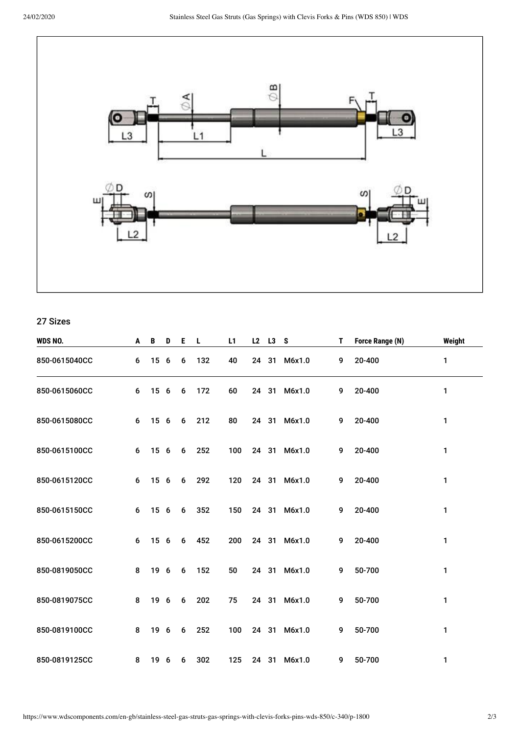## 27 Sizes

| WDS NO. | A | B | D | E | L | L1 | L2 | L3 | S | T | Force Range (N) | Weight |
|---|---|---|---|---|---|---|---|---|---|---|---|---|
| 850-0615040CC | 6 | 15 | 6 | 6 | 132 | 40 | 24 | 31 | M6x1.0 | 9 | 20-400 | 1 |
| 850-0615060CC | 6 | 15 | 6 | 6 | 172 | 60 | 24 | 31 | M6x1.0 | 9 | 20-400 | 1 |
| 850-0615080CC | 6 | 15 | 6 | 6 | 212 | 80 | 24 | 31 | M6x1.0 | 9 | 20-400 | 1 |
| 850-0615100CC | 6 | 15 | 6 | 6 | 252 | 100 | 24 | 31 | M6x1.0 | 9 | 20-400 | 1 |
| 850-0615120CC | 6 | 15 | 6 | 6 | 292 | 120 | 24 | 31 | M6x1.0 | 9 | 20-400 | 1 |
| 850-0615150CC | 6 | 15 | 6 | 6 | 352 | 150 | 24 | 31 | M6x1.0 | 9 | 20-400 | 1 |
| 850-0615200CC | 6 | 15 | 6 | 6 | 452 | 200 | 24 | 31 | M6x1.0 | 9 | 20-400 | 1 |
| 850-0819050CC | 8 | 19 | 6 | 6 | 152 | 50 | 24 | 31 | M6x1.0 | 9 | 50-700 | 1 |
| 850-0819075CC | 8 | 19 | 6 | 6 | 202 | 75 | 24 | 31 | M6x1.0 | 9 | 50-700 | 1 |
| 850-0819100CC | 8 | 19 | 6 | 6 | 252 | 100 | 24 | 31 | M6x1.0 | 9 | 50-700 | 1 |
| 850-0819125CC | 8 | 19 | 6 | 6 | 302 | 125 | 24 | 31 | M6x1.0 | 9 | 50-700 | 1 |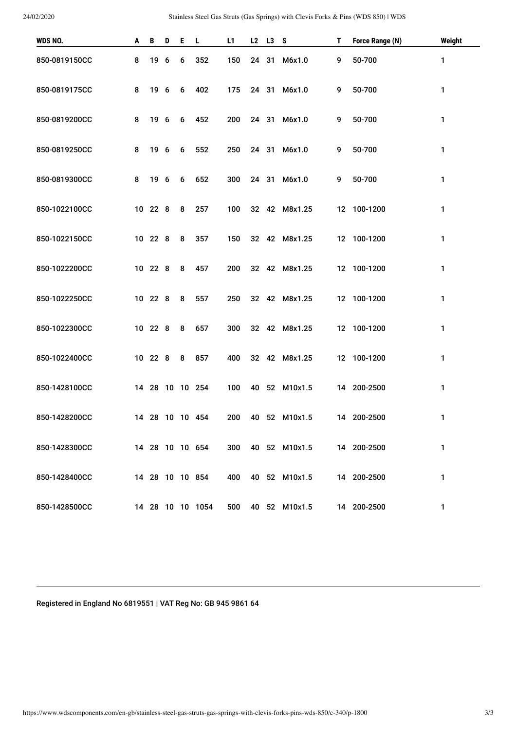| WDS NO. | A | B | D | E | L | L1 | L2 | L3 | S | T | Force Range (N) | Weight |
|---|---|---|---|---|---|---|---|---|---|---|---|---|
| 850-0819150CC | 8 | 19 | 6 | 6 | 352 | 150 | 24 | 31 | M6x1.0 | 9 | 50-700 | 1 |
| 850-0819175CC | 8 | 19 | 6 | 6 | 402 | 175 | 24 | 31 | M6x1.0 | 9 | 50-700 | 1 |
| 850-0819200CC | 8 | 19 | 6 | 6 | 452 | 200 | 24 | 31 | M6x1.0 | 9 | 50-700 | 1 |
| 850-0819250CC | 8 | 19 | 6 | 6 | 552 | 250 | 24 | 31 | M6x1.0 | 9 | 50-700 | 1 |
| 850-0819300CC | 8 | 19 | 6 | 6 | 652 | 300 | 24 | 31 | M6x1.0 | 9 | 50-700 | 1 |
| 850-1022100CC | 10 | 22 | 8 | 8 | 257 | 100 | 32 | 42 | M8x1.25 | 12 | 100-1200 | 1 |
| 850-1022150CC | 10 | 22 | 8 | 8 | 357 | 150 | 32 | 42 | M8x1.25 | 12 | 100-1200 | 1 |
| 850-1022200CC | 10 | 22 | 8 | 8 | 457 | 200 | 32 | 42 | M8x1.25 | 12 | 100-1200 | 1 |
| 850-1022250CC | 10 | 22 | 8 | 8 | 557 | 250 | 32 | 42 | M8x1.25 | 12 | 100-1200 | 1 |
| 850-1022300CC | 10 | 22 | 8 | 8 | 657 | 300 | 32 | 42 | M8x1.25 | 12 | 100-1200 | 1 |
| 850-1022400CC | 10 | 22 | 8 | 8 | 857 | 400 | 32 | 42 | M8x1.25 | 12 | 100-1200 | 1 |
| 850-1428100CC | 14 | 28 | 10 | 10 | 254 | 100 | 40 | 52 | M10x1.5 | 14 | 200-2500 | 1 |
| 850-1428200CC | 14 | 28 | 10 | 10 | 454 | 200 | 40 | 52 | M10x1.5 | 14 | 200-2500 | 1 |
| 850-1428300CC | 14 | 28 | 10 | 10 | 654 | 300 | 40 | 52 | M10x1.5 | 14 | 200-2500 | 1 |
| 850-1428400CC | 14 | 28 | 10 | 10 | 854 | 400 | 40 | 52 | M10x1.5 | 14 | 200-2500 | 1 |
| 850-1428500CC | 14 | 28 | 10 | 10 | 1054 | 500 | 40 | 52 | M10x1.5 | 14 | 200-2500 | 1 |

Registered in England No 6819551 | VAT Reg No: GB 945 9861 64